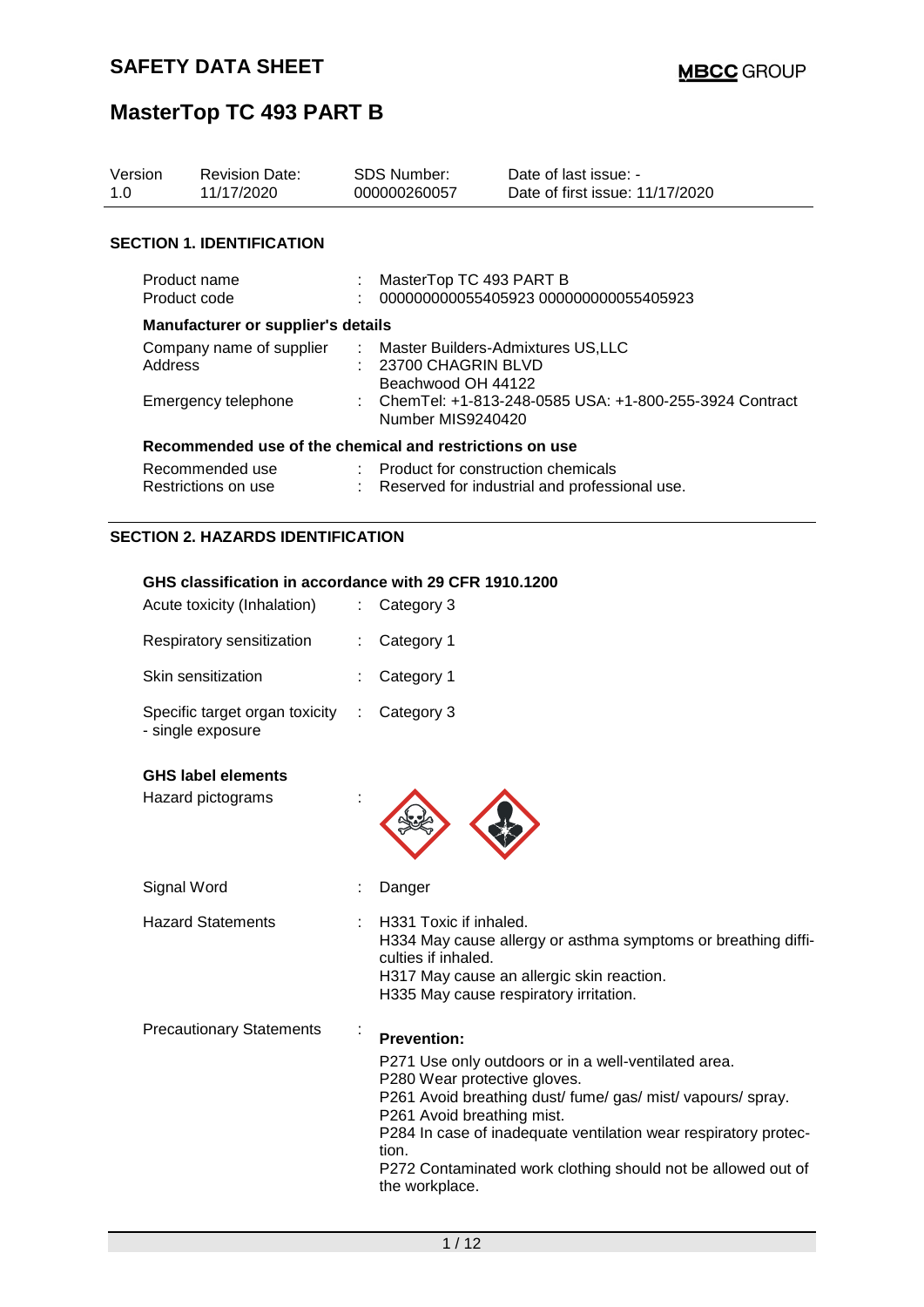# SAFETY DATA SHEET

**MBCC GROUP**

# MasterTop TC 493 PART B

| Version | Revision Date: | SDS Number: | Date of last issue: - |
|---|---|---|---|
| 1.0 | 11/17/2020 | 000000260057 | Date of first issue: 11/17/2020 |

## SECTION 1. IDENTIFICATION

| | | |
|---|---|---|
| Product name | : | MasterTop TC 493 PART B |
| Product code | : | 000000000055405923 000000000055405923 |

**Manufacturer or supplier's details**

| | | |
|---|---|---|
| Company name of supplier | : | Master Builders-Admixtures US,LLC |
| Address | : | 23700 CHAGRIN BLVD<br>Beachwood OH 44122 |
| Emergency telephone | : | ChemTel: +1-813-248-0585 USA: +1-800-255-3924 Contract Number MIS9240420 |

**Recommended use of the chemical and restrictions on use**

| | | |
|---|---|---|
| Recommended use | : | Product for construction chemicals |
| Restrictions on use | : | Reserved for industrial and professional use. |

## SECTION 2. HAZARDS IDENTIFICATION

**GHS classification in accordance with 29 CFR 1910.1200**

| | | |
|---|---|---|
| Acute toxicity (Inhalation) | : | Category 3 |
| Respiratory sensitization | : | Category 1 |
| Skin sensitization | : | Category 1 |
| Specific target organ toxicity - single exposure | : | Category 3 |

**GHS label elements**

Hazard pictograms :

Signal Word : Danger

Hazard Statements :

H331 Toxic if inhaled.
H334 May cause allergy or asthma symptoms or breathing difficulties if inhaled.
H317 May cause an allergic skin reaction.
H335 May cause respiratory irritation.

Precautionary Statements :

**Prevention:**

P271 Use only outdoors or in a well-ventilated area.
P280 Wear protective gloves.
P261 Avoid breathing dust/ fume/ gas/ mist/ vapours/ spray.
P261 Avoid breathing mist.
P284 In case of inadequate ventilation wear respiratory protection.
P272 Contaminated work clothing should not be allowed out of the workplace.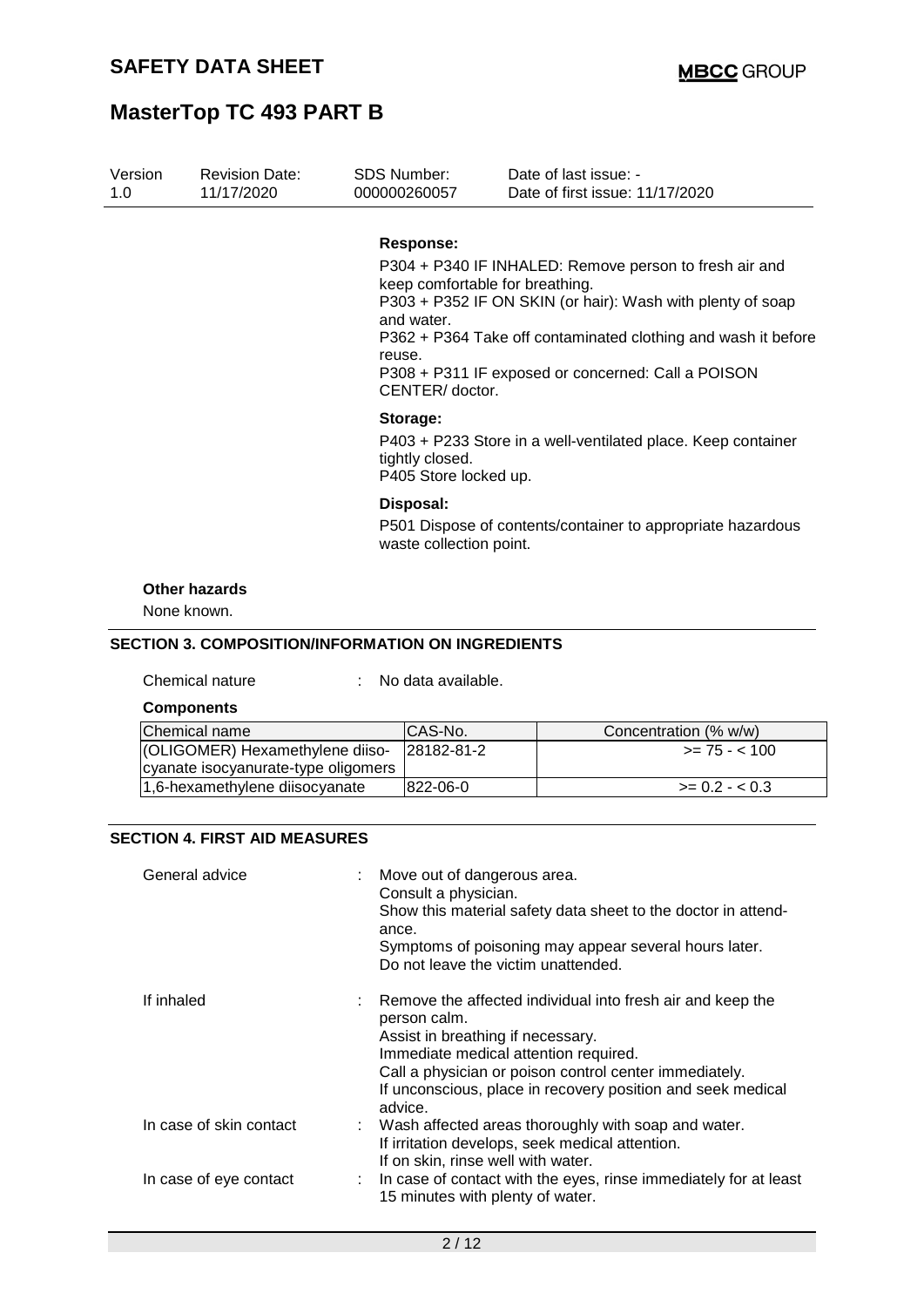**Response:**

P304 + P340 IF INHALED: Remove person to fresh air and keep comfortable for breathing.
P303 + P352 IF ON SKIN (or hair): Wash with plenty of soap and water.
P362 + P364 Take off contaminated clothing and wash it before reuse.
P308 + P311 IF exposed or concerned: Call a POISON CENTER/ doctor.

**Storage:**

P403 + P233 Store in a well-ventilated place. Keep container tightly closed.
P405 Store locked up.

**Disposal:**

P501 Dispose of contents/container to appropriate hazardous waste collection point.

**Other hazards**

None known.

## SECTION 3. COMPOSITION/INFORMATION ON INGREDIENTS

Chemical nature : No data available.

**Components**

| Chemical name | CAS-No. | Concentration (% w/w) |
|---|---|---|
| (OLIGOMER) Hexamethylene diisocyanate isocyanurate-type oligomers | 28182-81-2 | >= 75 - < 100 |
| 1,6-hexamethylene diisocyanate | 822-06-0 | >= 0.2 - < 0.3 |

## SECTION 4. FIRST AID MEASURES

General advice : Move out of dangerous area.
Consult a physician.
Show this material safety data sheet to the doctor in attendance.
Symptoms of poisoning may appear several hours later.
Do not leave the victim unattended.

If inhaled : Remove the affected individual into fresh air and keep the person calm.
Assist in breathing if necessary.
Immediate medical attention required.
Call a physician or poison control center immediately.
If unconscious, place in recovery position and seek medical advice.

In case of skin contact : Wash affected areas thoroughly with soap and water.
If irritation develops, seek medical attention.
If on skin, rinse well with water.

In case of eye contact : In case of contact with the eyes, rinse immediately for at least 15 minutes with plenty of water.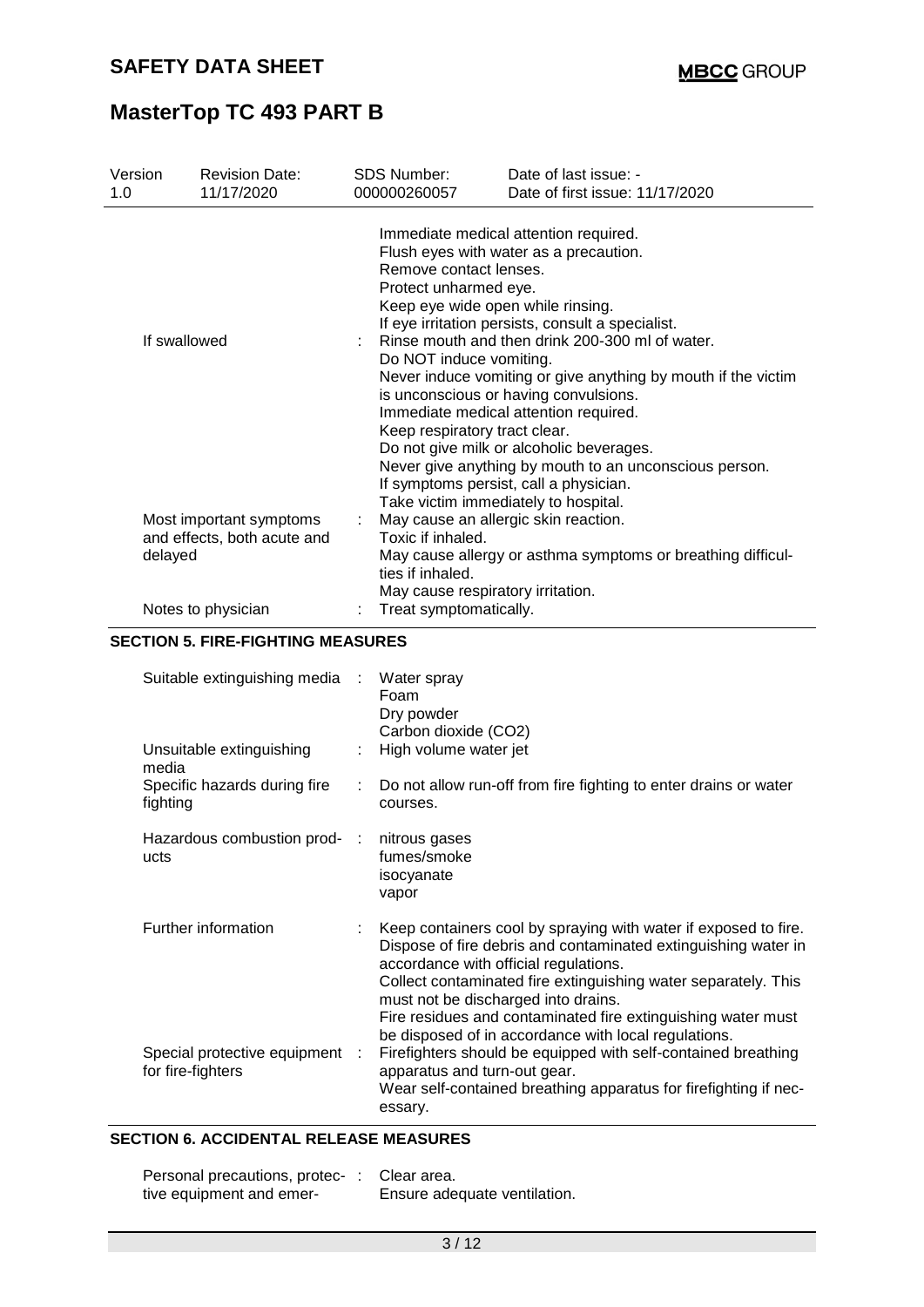| Version 1.0 | Revision Date: 11/17/2020 | SDS Number: 000000260057 | Date of last issue: - Date of first issue: 11/17/2020 |
|---|---|---|---|

| | |
|---|---|
| | Immediate medical attention required.<br>Flush eyes with water as a precaution.<br>Remove contact lenses.<br>Protect unharmed eye.<br>Keep eye wide open while rinsing.<br>If eye irritation persists, consult a specialist. |
| If swallowed | : Rinse mouth and then drink 200-300 ml of water.<br>Do NOT induce vomiting.<br>Never induce vomiting or give anything by mouth if the victim is unconscious or having convulsions.<br>Immediate medical attention required.<br>Keep respiratory tract clear.<br>Do not give milk or alcoholic beverages.<br>Never give anything by mouth to an unconscious person.<br>If symptoms persist, call a physician.<br>Take victim immediately to hospital. |
| Most important symptoms and effects, both acute and delayed | : May cause an allergic skin reaction.<br>Toxic if inhaled.<br>May cause allergy or asthma symptoms or breathing difficulties if inhaled.<br>May cause respiratory irritation. |
| Notes to physician | : Treat symptomatically. |

## SECTION 5. FIRE-FIGHTING MEASURES

| | |
|---|---|
| Suitable extinguishing media | : Water spray<br>Foam<br>Dry powder<br>Carbon dioxide ($CO_2$) |
| Unsuitable extinguishing media | : High volume water jet |
| Specific hazards during fire fighting | : Do not allow run-off from fire fighting to enter drains or water courses. |
| Hazardous combustion products | : nitrous gases<br>fumes/smoke<br>isocyanate<br>vapor |
| Further information | : Keep containers cool by spraying with water if exposed to fire.<br>Dispose of fire debris and contaminated extinguishing water in accordance with official regulations.<br>Collect contaminated fire extinguishing water separately. This must not be discharged into drains.<br>Fire residues and contaminated fire extinguishing water must be disposed of in accordance with local regulations. |
| Special protective equipment for fire-fighters | : Firefighters should be equipped with self-contained breathing apparatus and turn-out gear.<br>Wear self-contained breathing apparatus for firefighting if necessary. |

## SECTION 6. ACCIDENTAL RELEASE MEASURES

| | |
|---|---|
| Personal precautions, protective equipment and emer- | : Clear area.<br>Ensure adequate ventilation. |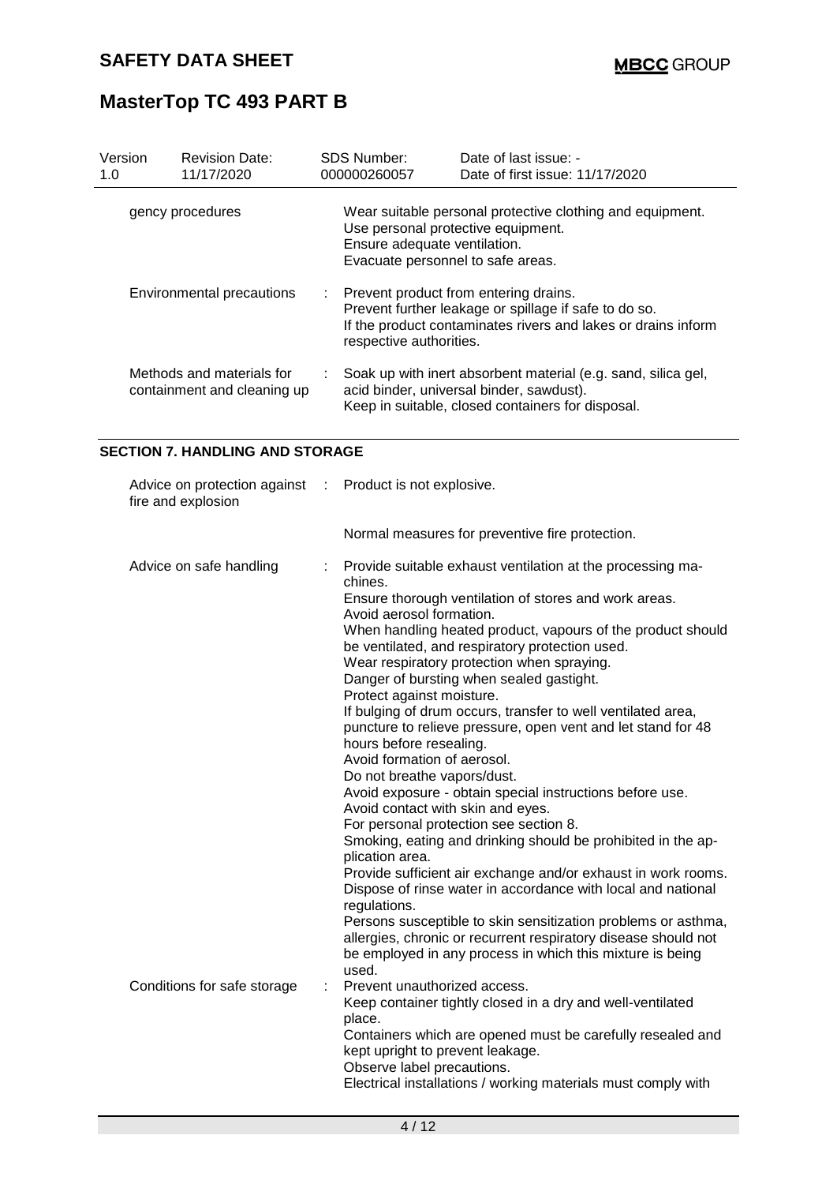| | | |
|---|---|---|
| gency procedures | | Wear suitable personal protective clothing and equipment.<br>Use personal protective equipment.<br>Ensure adequate ventilation.<br>Evacuate personnel to safe areas. |
| Environmental precautions | : | Prevent product from entering drains.<br>Prevent further leakage or spillage if safe to do so.<br>If the product contaminates rivers and lakes or drains inform respective authorities. |
| Methods and materials for containment and cleaning up | : | Soak up with inert absorbent material (e.g. sand, silica gel, acid binder, universal binder, sawdust).<br>Keep in suitable, closed containers for disposal. |

## SECTION 7. HANDLING AND STORAGE

| | | |
|---|---|---|
| Advice on protection against fire and explosion | : | Product is not explosive.<br><br>Normal measures for preventive fire protection. |
| Advice on safe handling | : | Provide suitable exhaust ventilation at the processing machines.<br>Ensure thorough ventilation of stores and work areas.<br>Avoid aerosol formation.<br>When handling heated product, vapours of the product should be ventilated, and respiratory protection used.<br>Wear respiratory protection when spraying.<br>Danger of bursting when sealed gastight.<br>Protect against moisture.<br>If bulging of drum occurs, transfer to well ventilated area, puncture to relieve pressure, open vent and let stand for 48 hours before resealing.<br>Avoid formation of aerosol.<br>Do not breathe vapors/dust.<br>Avoid exposure - obtain special instructions before use.<br>Avoid contact with skin and eyes.<br>For personal protection see section 8.<br>Smoking, eating and drinking should be prohibited in the application area.<br>Provide sufficient air exchange and/or exhaust in work rooms.<br>Dispose of rinse water in accordance with local and national regulations.<br>Persons susceptible to skin sensitization problems or asthma, allergies, chronic or recurrent respiratory disease should not be employed in any process in which this mixture is being used. |
| Conditions for safe storage | : | Prevent unauthorized access.<br>Keep container tightly closed in a dry and well-ventilated place.<br>Containers which are opened must be carefully resealed and kept upright to prevent leakage.<br>Observe label precautions.<br>Electrical installations / working materials must comply with |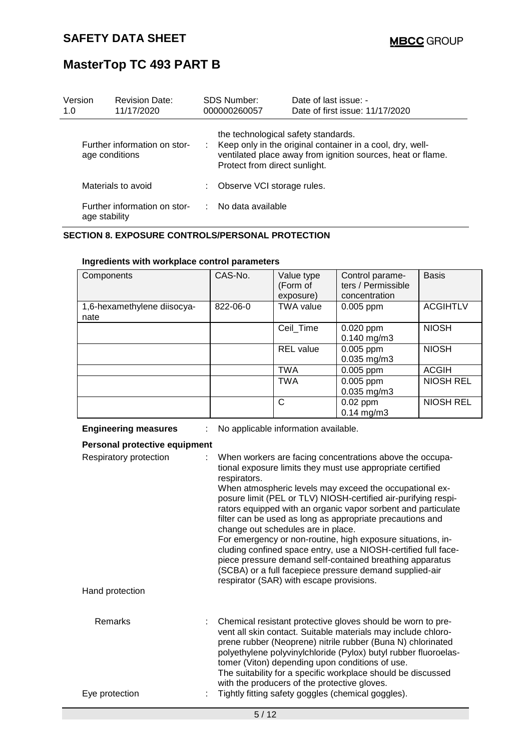| Version | Revision Date: | SDS Number: | Date of last issue: - |
|---|---|---|---|
| 1.0 | 11/17/2020 | 000000260057 | Date of first issue: 11/17/2020 |

Further information on storage conditions : the technological safety standards. Keep only in the original container in a cool, dry, well-ventilated place away from ignition sources, heat or flame. Protect from direct sunlight.

Materials to avoid : Observe VCI storage rules.

Further information on storage stability : No data available

## SECTION 8. EXPOSURE CONTROLS/PERSONAL PROTECTION

**Ingredients with workplace control parameters**

| Components | CAS-No. | Value type (Form of exposure) | Control parameters / Permissible concentration | Basis |
|---|---|---|---|---|
| 1,6-hexamethylene diisocyanate | 822-06-0 | TWA value | 0.005 ppm | ACGIHTLV |
| | | Ceil_Time | 0.020 ppm<br>0.140 mg/m3 | NIOSH |
| | | REL value | 0.005 ppm<br>0.035 mg/m3 | NIOSH |
| | | TWA | 0.005 ppm | ACGIH |
| | | TWA | 0.005 ppm<br>0.035 mg/m3 | NIOSH REL |
| | | C | 0.02 ppm<br>0.14 mg/m3 | NIOSH REL |

**Engineering measures** : No applicable information available.

**Personal protective equipment**

Respiratory protection : When workers are facing concentrations above the occupational exposure limits they must use appropriate certified respirators.
When atmospheric levels may exceed the occupational exposure limit (PEL or TLV) NIOSH-certified air-purifying respirators equipped with an organic vapor sorbent and particulate filter can be used as long as appropriate precautions and change out schedules are in place.
For emergency or non-routine, high exposure situations, including confined space entry, use a NIOSH-certified full facepiece pressure demand self-contained breathing apparatus (SCBA) or a full facepiece pressure demand supplied-air respirator (SAR) with escape provisions.

Hand protection

Remarks : Chemical resistant protective gloves should be worn to prevent all skin contact. Suitable materials may include chloroprene rubber (Neoprene) nitrile rubber (Buna N) chlorinated polyethylene polyvinylchloride (Pylox) butyl rubber fluoroelastomer (Viton) depending upon conditions of use.
The suitability for a specific workplace should be discussed with the producers of the protective gloves.

Eye protection : Tightly fitting safety goggles (chemical goggles).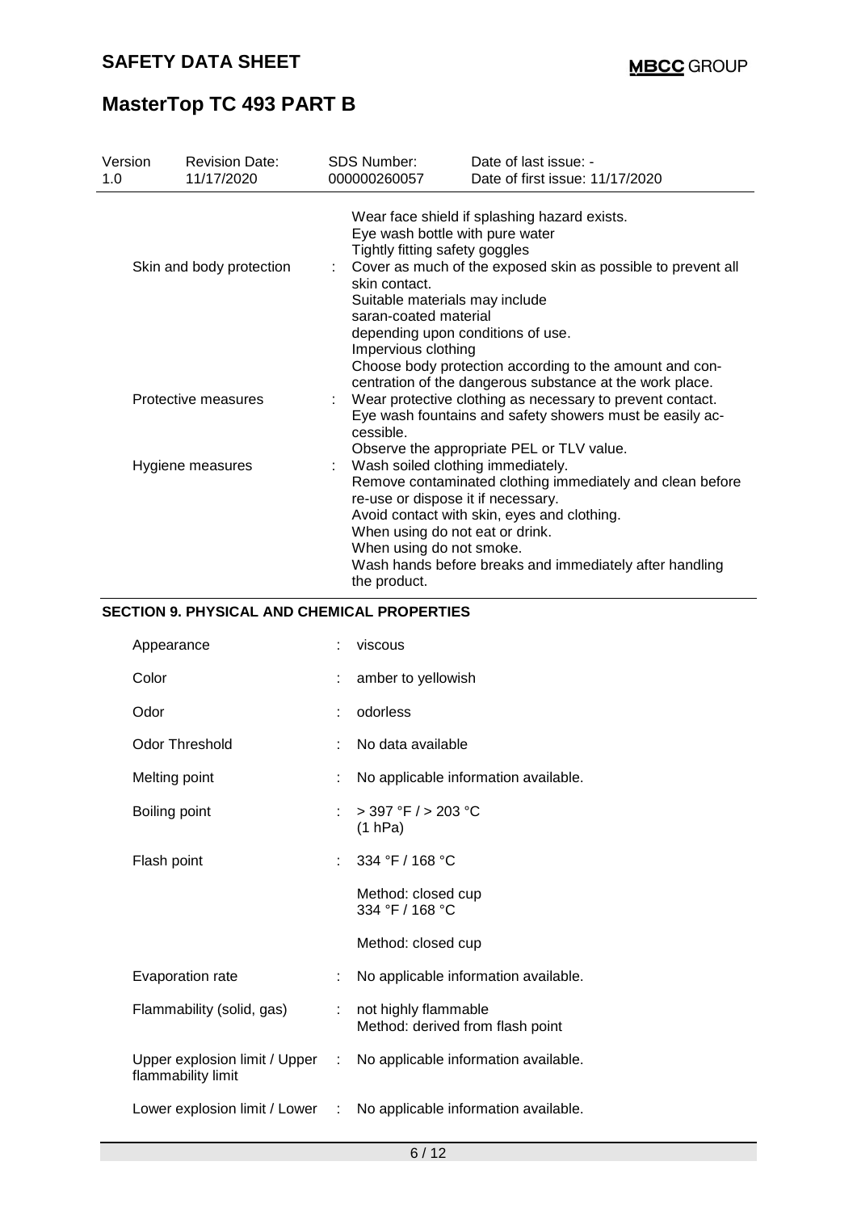| | | |
|---|---|---|
| | | Wear face shield if splashing hazard exists.<br>Eye wash bottle with pure water<br>Tightly fitting safety goggles |
| Skin and body protection | : | Cover as much of the exposed skin as possible to prevent all skin contact.<br>Suitable materials may include<br>saran-coated material<br>depending upon conditions of use.<br>Impervious clothing<br>Choose body protection according to the amount and concentration of the dangerous substance at the work place. |
| Protective measures | : | Wear protective clothing as necessary to prevent contact.<br>Eye wash fountains and safety showers must be easily accessible.<br>Observe the appropriate PEL or TLV value. |
| Hygiene measures | : | Wash soiled clothing immediately.<br>Remove contaminated clothing immediately and clean before re-use or dispose it if necessary.<br>Avoid contact with skin, eyes and clothing.<br>When using do not eat or drink.<br>When using do not smoke.<br>Wash hands before breaks and immediately after handling the product. |

## SECTION 9. PHYSICAL AND CHEMICAL PROPERTIES

| | | |
|---|---|---|
| Appearance | : | viscous |
| Color | : | amber to yellowish |
| Odor | : | odorless |
| Odor Threshold | : | No data available |
| Melting point | : | No applicable information available. |
| Boiling point | : | > 397 °F / > 203 °C<br>(1 hPa) |
| Flash point | : | 334 °F / 168 °C<br><br>Method: closed cup<br>334 °F / 168 °C<br><br>Method: closed cup |
| Evaporation rate | : | No applicable information available. |
| Flammability (solid, gas) | : | not highly flammable<br>Method: derived from flash point |
| Upper explosion limit / Upper flammability limit | : | No applicable information available. |
| Lower explosion limit / Lower | : | No applicable information available. |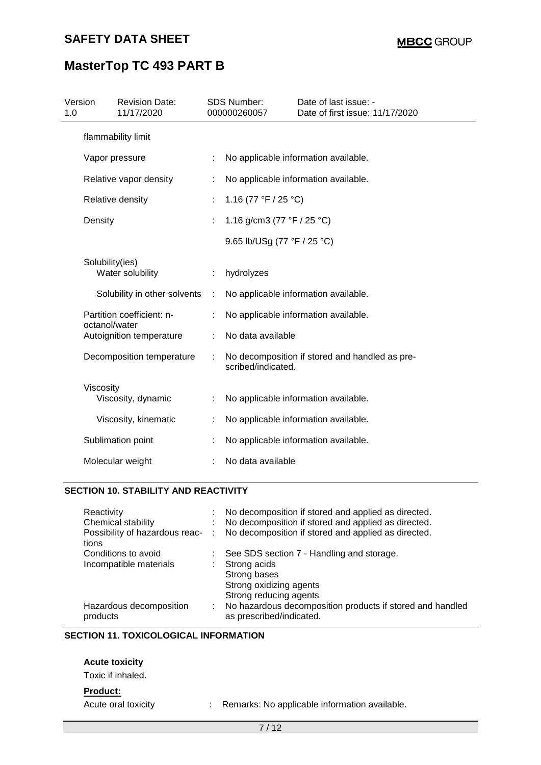flammability limit

| | | |
|---|---|---|
| Vapor pressure | : | No applicable information available. |
| Relative vapor density | : | No applicable information available. |
| Relative density | : | 1.16 (77 °F / 25 °C) |
| Density | : | 1.16 g/cm3 (77 °F / 25 °C) |
| | | 9.65 lb/USg (77 °F / 25 °C) |
| Solubility(ies) | | |
| Water solubility | : | hydrolyzes |
| Solubility in other solvents | : | No applicable information available. |
| Partition coefficient: n-octanol/water | : | No applicable information available. |
| Autoignition temperature | : | No data available |
| Decomposition temperature | : | No decomposition if stored and handled as prescribed/indicated. |
| Viscosity | | |
| Viscosity, dynamic | : | No applicable information available. |
| Viscosity, kinematic | : | No applicable information available. |
| Sublimation point | : | No applicable information available. |
| Molecular weight | : | No data available |

## SECTION 10. STABILITY AND REACTIVITY

| | | |
|---|---|---|
| Reactivity | : | No decomposition if stored and applied as directed. |
| Chemical stability | : | No decomposition if stored and applied as directed. |
| Possibility of hazardous reactions | : | No decomposition if stored and applied as directed. |
| Conditions to avoid | : | See SDS section 7 - Handling and storage. |
| Incompatible materials | : | Strong acids<br>Strong bases<br>Strong oxidizing agents<br>Strong reducing agents |
| Hazardous decomposition products | : | No hazardous decomposition products if stored and handled as prescribed/indicated. |

## SECTION 11. TOXICOLOGICAL INFORMATION

**Acute toxicity**

Toxic if inhaled.

**Product:**

Acute oral toxicity : Remarks: No applicable information available.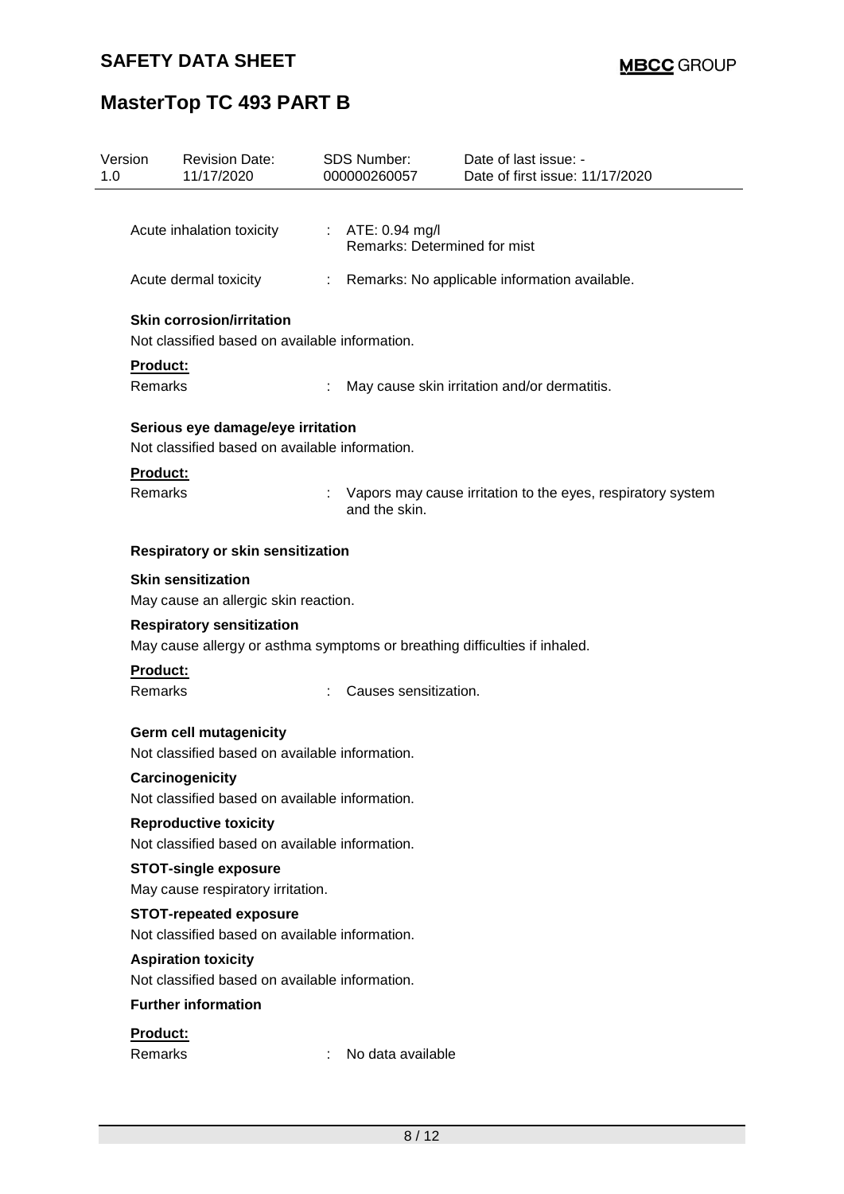Acute inhalation toxicity : ATE: 0.94 mg/l
Remarks: Determined for mist

Acute dermal toxicity : Remarks: No applicable information available.

**Skin corrosion/irritation**

Not classified based on available information.

**Product:**

Remarks : May cause skin irritation and/or dermatitis.

**Serious eye damage/eye irritation**

Not classified based on available information.

**Product:**

Remarks : Vapors may cause irritation to the eyes, respiratory system and the skin.

**Respiratory or skin sensitization**

**Skin sensitization**

May cause an allergic skin reaction.

**Respiratory sensitization**

May cause allergy or asthma symptoms or breathing difficulties if inhaled.

**Product:**

Remarks : Causes sensitization.

**Germ cell mutagenicity**

Not classified based on available information.

**Carcinogenicity**

Not classified based on available information.

**Reproductive toxicity**

Not classified based on available information.

**STOT-single exposure**

May cause respiratory irritation.

**STOT-repeated exposure**

Not classified based on available information.

**Aspiration toxicity**

Not classified based on available information.

**Further information**

**Product:**

Remarks : No data available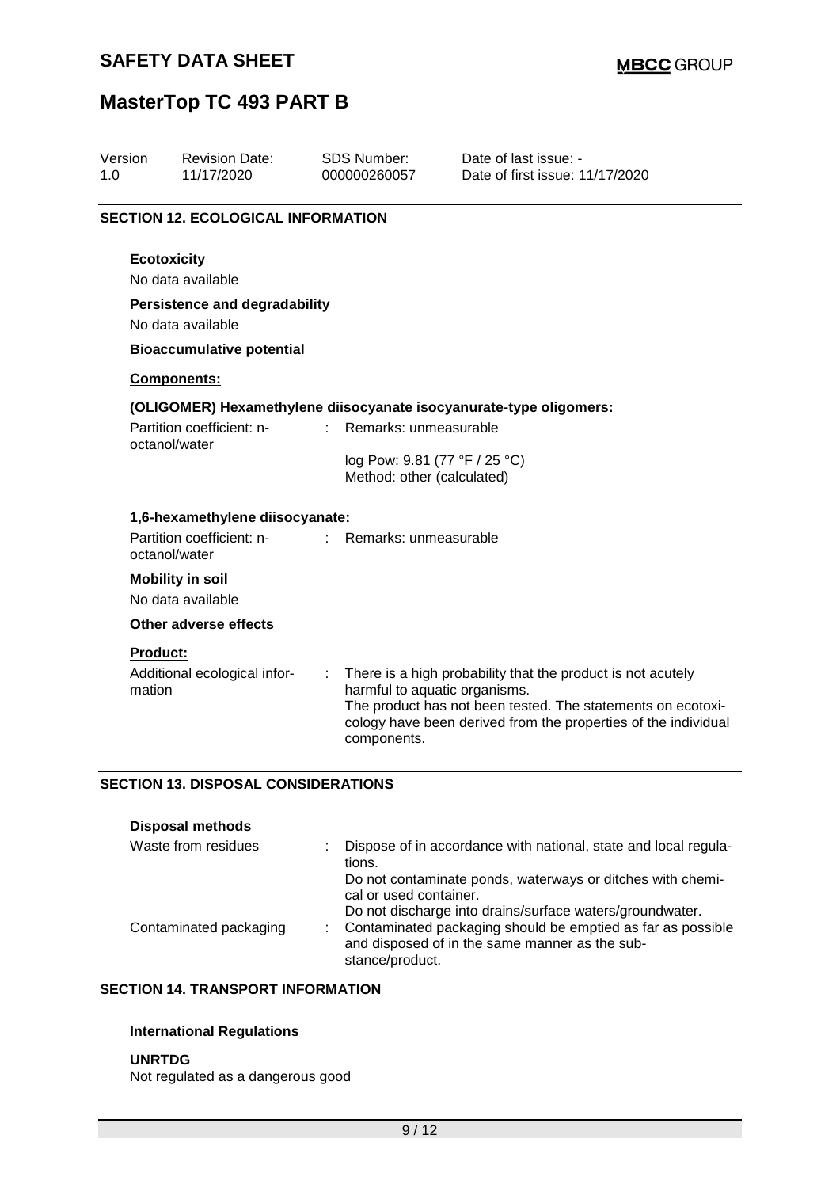## SECTION 12. ECOLOGICAL INFORMATION

**Ecotoxicity**

No data available

**Persistence and degradability**

No data available

**Bioaccumulative potential**

**Components:**

**(OLIGOMER) Hexamethylene diisocyanate isocyanurate-type oligomers:**

| | | |
|---|---|---|
| Partition coefficient: n-octanol/water | : | Remarks: unmeasurable<br><br>log Pow: 9.81 (77 °F / 25 °C)<br>Method: other (calculated) |

**1,6-hexamethylene diisocyanate:**

| | | |
|---|---|---|
| Partition coefficient: n-octanol/water | : | Remarks: unmeasurable |

**Mobility in soil**

No data available

**Other adverse effects**

**Product:**

| | | |
|---|---|---|
| Additional ecological information | : | There is a high probability that the product is not acutely harmful to aquatic organisms.<br>The product has not been tested. The statements on ecotoxicology have been derived from the properties of the individual components. |

## SECTION 13. DISPOSAL CONSIDERATIONS

**Disposal methods**

| | | |
|---|---|---|
| Waste from residues | : | Dispose of in accordance with national, state and local regulations.<br>Do not contaminate ponds, waterways or ditches with chemical or used container.<br>Do not discharge into drains/surface waters/groundwater. |
| Contaminated packaging | : | Contaminated packaging should be emptied as far as possible and disposed of in the same manner as the substance/product. |

## SECTION 14. TRANSPORT INFORMATION

**International Regulations**

**UNRTDG**

Not regulated as a dangerous good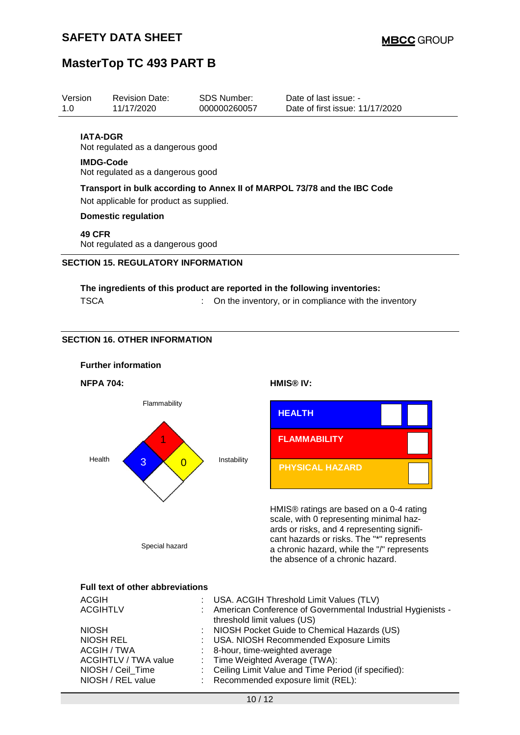**IATA-DGR**
Not regulated as a dangerous good

**IMDG-Code**
Not regulated as a dangerous good

**Transport in bulk according to Annex II of MARPOL 73/78 and the IBC Code**
Not applicable for product as supplied.

**Domestic regulation**

**49 CFR**
Not regulated as a dangerous good

## SECTION 15. REGULATORY INFORMATION

**The ingredients of this product are reported in the following inventories:**

| | | |
|---|---|---|
| TSCA | : | On the inventory, or in compliance with the inventory |

## SECTION 16. OTHER INFORMATION

**Further information**

**NFPA 704:**

Flammability: 1
Health: 3
Instability: 0
Special hazard

**HMIS® IV:**

| | |
|---|---|
| HEALTH | |
| FLAMMABILITY | |
| PHYSICAL HAZARD | |

HMIS® ratings are based on a 0-4 rating scale, with 0 representing minimal hazards or risks, and 4 representing significant hazards or risks. The "*" represents a chronic hazard, while the "/" represents the absence of a chronic hazard.

**Full text of other abbreviations**

| | | |
|---|---|---|
| ACGIH | : | USA. ACGIH Threshold Limit Values (TLV) |
| ACGIHTLV | : | American Conference of Governmental Industrial Hygienists - threshold limit values (US) |
| NIOSH | : | NIOSH Pocket Guide to Chemical Hazards (US) |
| NIOSH REL | : | USA. NIOSH Recommended Exposure Limits |
| ACGIH / TWA | : | 8-hour, time-weighted average |
| ACGIHTLV / TWA value | : | Time Weighted Average (TWA): |
| NIOSH / Ceil_Time | : | Ceiling Limit Value and Time Period (if specified): |
| NIOSH / REL value | : | Recommended exposure limit (REL): |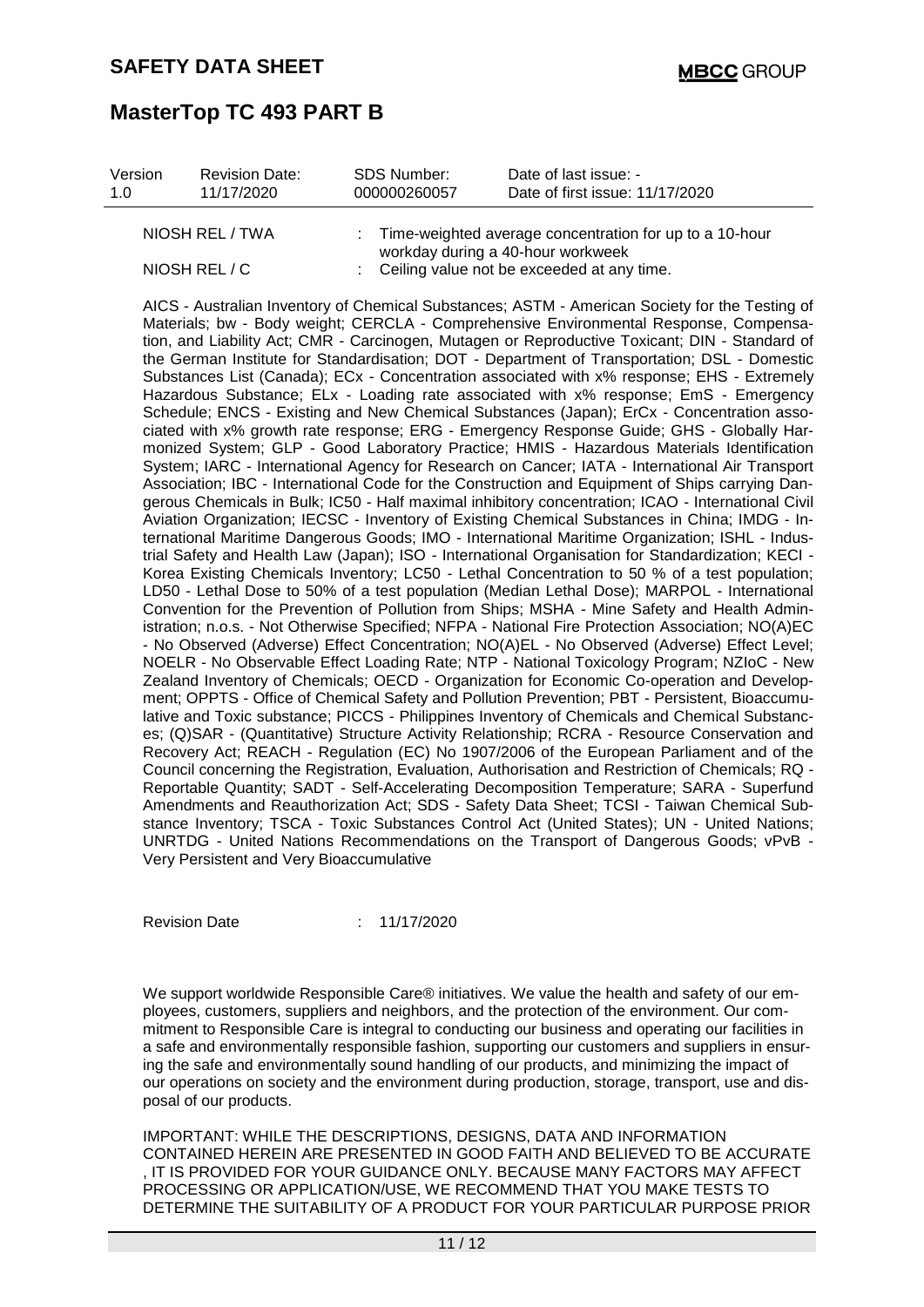| | |
|---|---|
| NIOSH REL / TWA | : Time-weighted average concentration for up to a 10-hour workday during a 40-hour workweek |
| NIOSH REL / C | : Ceiling value not be exceeded at any time. |

AICS - Australian Inventory of Chemical Substances; ASTM - American Society for the Testing of Materials; bw - Body weight; CERCLA - Comprehensive Environmental Response, Compensation, and Liability Act; CMR - Carcinogen, Mutagen or Reproductive Toxicant; DIN - Standard of the German Institute for Standardisation; DOT - Department of Transportation; DSL - Domestic Substances List (Canada); ECx - Concentration associated with x% response; EHS - Extremely Hazardous Substance; ELx - Loading rate associated with x% response; EmS - Emergency Schedule; ENCS - Existing and New Chemical Substances (Japan); ErCx - Concentration associated with x% growth rate response; ERG - Emergency Response Guide; GHS - Globally Harmonized System; GLP - Good Laboratory Practice; HMIS - Hazardous Materials Identification System; IARC - International Agency for Research on Cancer; IATA - International Air Transport Association; IBC - International Code for the Construction and Equipment of Ships carrying Dangerous Chemicals in Bulk; IC50 - Half maximal inhibitory concentration; ICAO - International Civil Aviation Organization; IECSC - Inventory of Existing Chemical Substances in China; IMDG - International Maritime Dangerous Goods; IMO - International Maritime Organization; ISHL - Industrial Safety and Health Law (Japan); ISO - International Organisation for Standardization; KECI - Korea Existing Chemicals Inventory; LC50 - Lethal Concentration to 50 % of a test population; LD50 - Lethal Dose to 50% of a test population (Median Lethal Dose); MARPOL - International Convention for the Prevention of Pollution from Ships; MSHA - Mine Safety and Health Administration; n.o.s. - Not Otherwise Specified; NFPA - National Fire Protection Association; NO(A)EC - No Observed (Adverse) Effect Concentration; NO(A)EL - No Observed (Adverse) Effect Level; NOELR - No Observable Effect Loading Rate; NTP - National Toxicology Program; NZIoC - New Zealand Inventory of Chemicals; OECD - Organization for Economic Co-operation and Development; OPPTS - Office of Chemical Safety and Pollution Prevention; PBT - Persistent, Bioaccumulative and Toxic substance; PICCS - Philippines Inventory of Chemicals and Chemical Substances; (Q)SAR - (Quantitative) Structure Activity Relationship; RCRA - Resource Conservation and Recovery Act; REACH - Regulation (EC) No 1907/2006 of the European Parliament and of the Council concerning the Registration, Evaluation, Authorisation and Restriction of Chemicals; RQ - Reportable Quantity; SADT - Self-Accelerating Decomposition Temperature; SARA - Superfund Amendments and Reauthorization Act; SDS - Safety Data Sheet; TCSI - Taiwan Chemical Substance Inventory; TSCA - Toxic Substances Control Act (United States); UN - United Nations; UNRTDG - United Nations Recommendations on the Transport of Dangerous Goods; vPvB - Very Persistent and Very Bioaccumulative

Revision Date : 11/17/2020

We support worldwide Responsible Care® initiatives. We value the health and safety of our employees, customers, suppliers and neighbors, and the protection of the environment. Our commitment to Responsible Care is integral to conducting our business and operating our facilities in a safe and environmentally responsible fashion, supporting our customers and suppliers in ensuring the safe and environmentally sound handling of our products, and minimizing the impact of our operations on society and the environment during production, storage, transport, use and disposal of our products.

IMPORTANT: WHILE THE DESCRIPTIONS, DESIGNS, DATA AND INFORMATION CONTAINED HEREIN ARE PRESENTED IN GOOD FAITH AND BELIEVED TO BE ACCURATE , IT IS PROVIDED FOR YOUR GUIDANCE ONLY. BECAUSE MANY FACTORS MAY AFFECT PROCESSING OR APPLICATION/USE, WE RECOMMEND THAT YOU MAKE TESTS TO DETERMINE THE SUITABILITY OF A PRODUCT FOR YOUR PARTICULAR PURPOSE PRIOR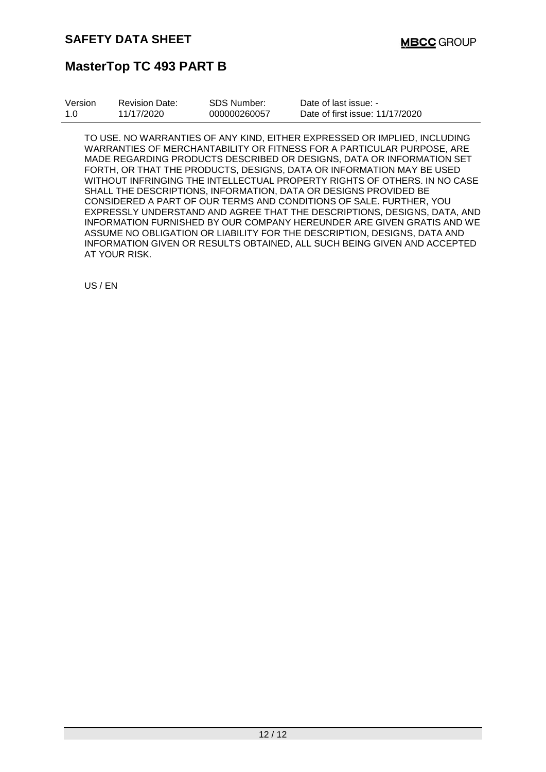TO USE. NO WARRANTIES OF ANY KIND, EITHER EXPRESSED OR IMPLIED, INCLUDING WARRANTIES OF MERCHANTABILITY OR FITNESS FOR A PARTICULAR PURPOSE, ARE MADE REGARDING PRODUCTS DESCRIBED OR DESIGNS, DATA OR INFORMATION SET FORTH, OR THAT THE PRODUCTS, DESIGNS, DATA OR INFORMATION MAY BE USED WITHOUT INFRINGING THE INTELLECTUAL PROPERTY RIGHTS OF OTHERS. IN NO CASE SHALL THE DESCRIPTIONS, INFORMATION, DATA OR DESIGNS PROVIDED BE CONSIDERED A PART OF OUR TERMS AND CONDITIONS OF SALE. FURTHER, YOU EXPRESSLY UNDERSTAND AND AGREE THAT THE DESCRIPTIONS, DESIGNS, DATA, AND INFORMATION FURNISHED BY OUR COMPANY HEREUNDER ARE GIVEN GRATIS AND WE ASSUME NO OBLIGATION OR LIABILITY FOR THE DESCRIPTION, DESIGNS, DATA AND INFORMATION GIVEN OR RESULTS OBTAINED, ALL SUCH BEING GIVEN AND ACCEPTED AT YOUR RISK.

US / EN